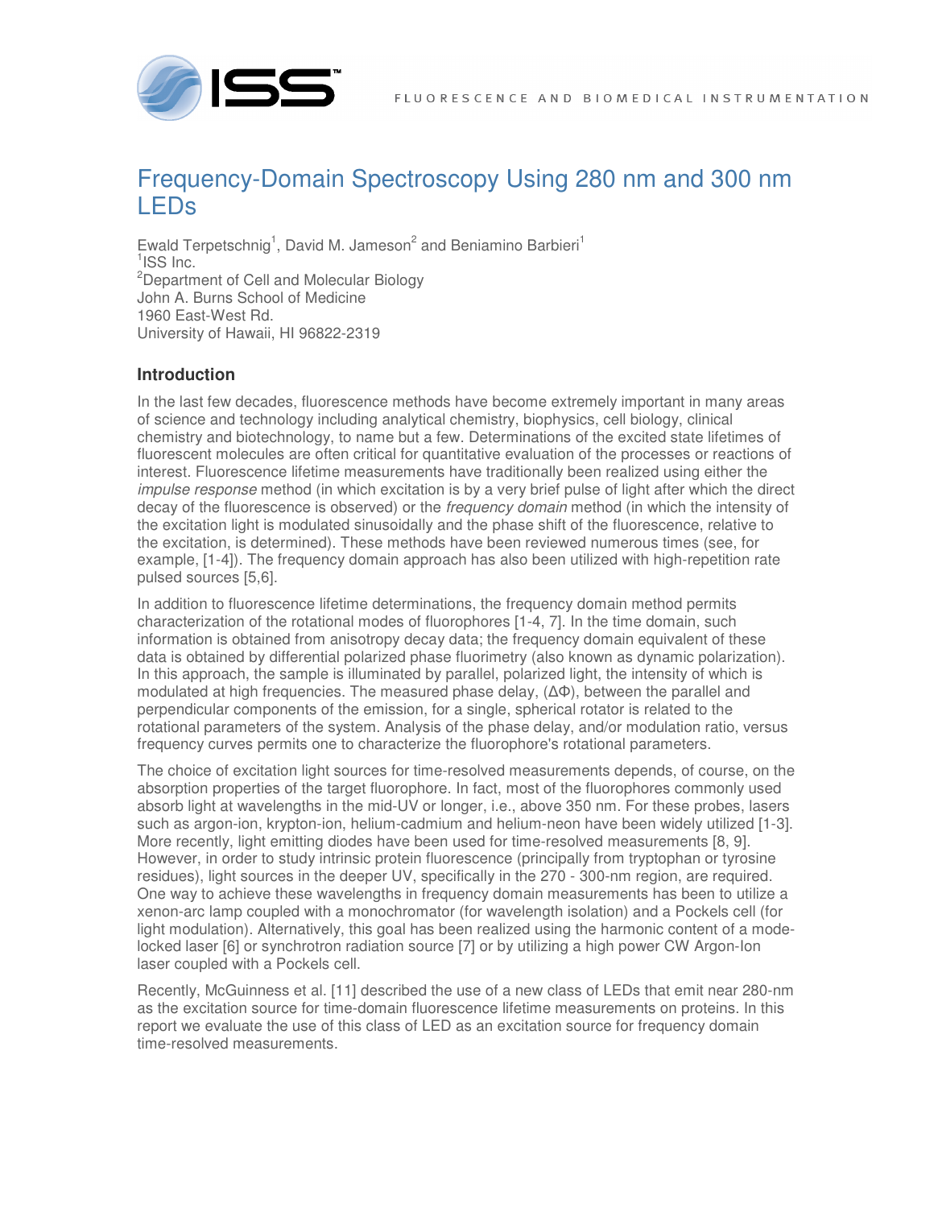# Frequency-Domain Spectroscopy Using 280 nm and 300 nm LEDs

Ewald Terpetschnig[1], David M. Jameson[2] and Beniamino Barbieri[1]
[1]ISS Inc.
[2]Department of Cell and Molecular Biology
John A. Burns School of Medicine
1960 East-West Rd.
University of Hawaii, HI 96822-2319

## Introduction

In the last few decades, fluorescence methods have become extremely important in many areas of science and technology including analytical chemistry, biophysics, cell biology, clinical chemistry and biotechnology, to name but a few. Determinations of the excited state lifetimes of fluorescent molecules are often critical for quantitative evaluation of the processes or reactions of interest. Fluorescence lifetime measurements have traditionally been realized using either the *impulse response* method (in which excitation is by a very brief pulse of light after which the direct decay of the fluorescence is observed) or the *frequency domain* method (in which the intensity of the excitation light is modulated sinusoidally and the phase shift of the fluorescence, relative to the excitation, is determined). These methods have been reviewed numerous times (see, for example, [1-4]). The frequency domain approach has also been utilized with high-repetition rate pulsed sources [5,6].

In addition to fluorescence lifetime determinations, the frequency domain method permits characterization of the rotational modes of fluorophores [1-4, 7]. In the time domain, such information is obtained from anisotropy decay data; the frequency domain equivalent of these data is obtained by differential polarized phase fluorimetry (also known as dynamic polarization). In this approach, the sample is illuminated by parallel, polarized light, the intensity of which is modulated at high frequencies. The measured phase delay, ($\Delta\Phi$), between the parallel and perpendicular components of the emission, for a single, spherical rotator is related to the rotational parameters of the system. Analysis of the phase delay, and/or modulation ratio, versus frequency curves permits one to characterize the fluorophore's rotational parameters.

The choice of excitation light sources for time-resolved measurements depends, of course, on the absorption properties of the target fluorophore. In fact, most of the fluorophores commonly used absorb light at wavelengths in the mid-UV or longer, i.e., above 350 nm. For these probes, lasers such as argon-ion, krypton-ion, helium-cadmium and helium-neon have been widely utilized [1-3]. More recently, light emitting diodes have been used for time-resolved measurements [8, 9]. However, in order to study intrinsic protein fluorescence (principally from tryptophan or tyrosine residues), light sources in the deeper UV, specifically in the 270 - 300-nm region, are required. One way to achieve these wavelengths in frequency domain measurements has been to utilize a xenon-arc lamp coupled with a monochromator (for wavelength isolation) and a Pockels cell (for light modulation). Alternatively, this goal has been realized using the harmonic content of a mode-locked laser [6] or synchrotron radiation source [7] or by utilizing a high power CW Argon-Ion laser coupled with a Pockels cell.

Recently, McGuinness et al. [11] described the use of a new class of LEDs that emit near 280-nm as the excitation source for time-domain fluorescence lifetime measurements on proteins. In this report we evaluate the use of this class of LED as an excitation source for frequency domain time-resolved measurements.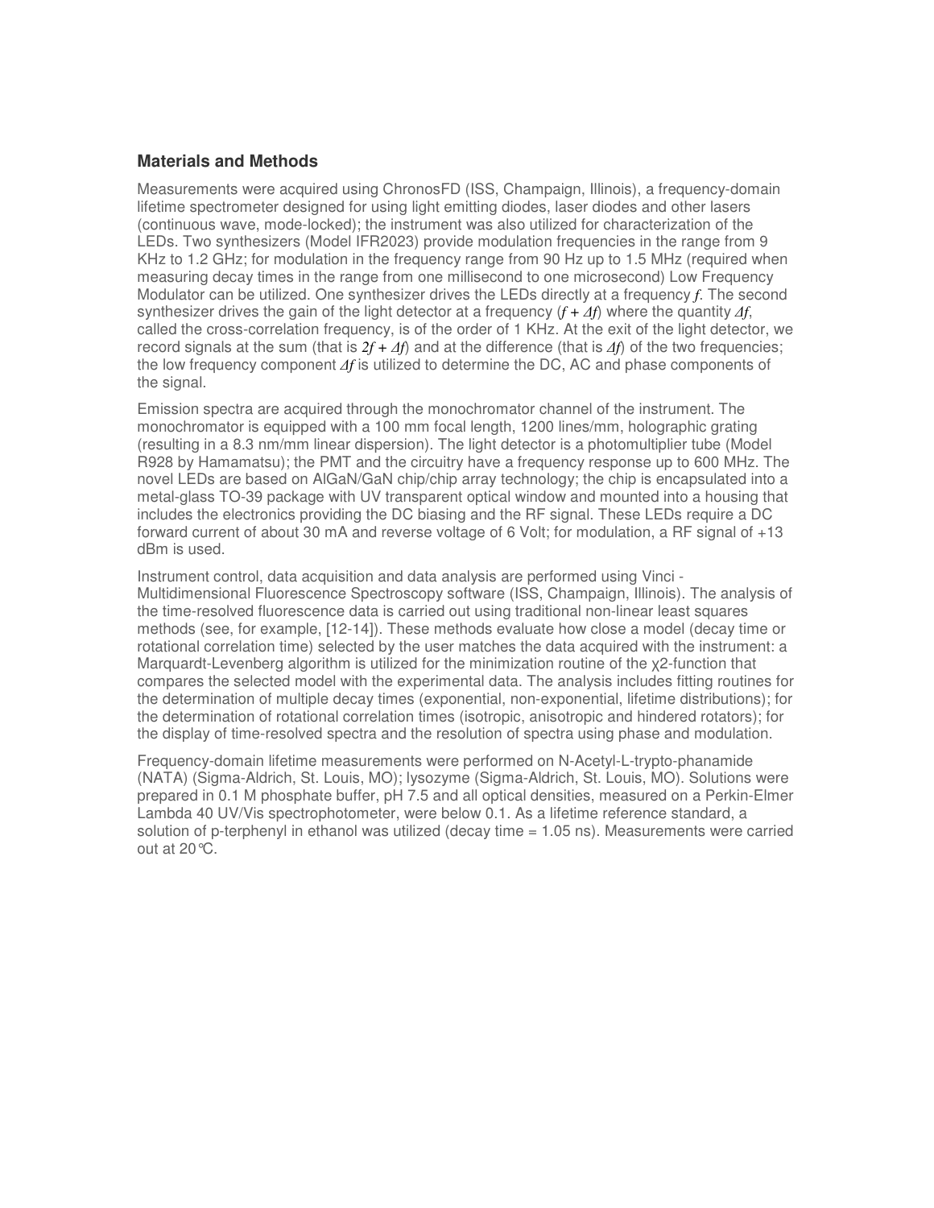## Materials and Methods

Measurements were acquired using ChronosFD (ISS, Champaign, Illinois), a frequency-domain lifetime spectrometer designed for using light emitting diodes, laser diodes and other lasers (continuous wave, mode-locked); the instrument was also utilized for characterization of the LEDs. Two synthesizers (Model IFR2023) provide modulation frequencies in the range from 9 KHz to 1.2 GHz; for modulation in the frequency range from 90 Hz up to 1.5 MHz (required when measuring decay times in the range from one millisecond to one microsecond) Low Frequency Modulator can be utilized. One synthesizer drives the LEDs directly at a frequency $f$. The second synthesizer drives the gain of the light detector at a frequency ($f + \Delta f$) where the quantity $\Delta f$, called the cross-correlation frequency, is of the order of 1 KHz. At the exit of the light detector, we record signals at the sum (that is $2f + \Delta f$) and at the difference (that is $\Delta f$) of the two frequencies; the low frequency component $\Delta f$ is utilized to determine the DC, AC and phase components of the signal.

Emission spectra are acquired through the monochromator channel of the instrument. The monochromator is equipped with a 100 mm focal length, 1200 lines/mm, holographic grating (resulting in a 8.3 nm/mm linear dispersion). The light detector is a photomultiplier tube (Model R928 by Hamamatsu); the PMT and the circuitry have a frequency response up to 600 MHz. The novel LEDs are based on AlGaN/GaN chip/chip array technology; the chip is encapsulated into a metal-glass TO-39 package with UV transparent optical window and mounted into a housing that includes the electronics providing the DC biasing and the RF signal. These LEDs require a DC forward current of about 30 mA and reverse voltage of 6 Volt; for modulation, a RF signal of +13 dBm is used.

Instrument control, data acquisition and data analysis are performed using Vinci - Multidimensional Fluorescence Spectroscopy software (ISS, Champaign, Illinois). The analysis of the time-resolved fluorescence data is carried out using traditional non-linear least squares methods (see, for example, [12-14]). These methods evaluate how close a model (decay time or rotational correlation time) selected by the user matches the data acquired with the instrument: a Marquardt-Levenberg algorithm is utilized for the minimization routine of the $\chi^2$-function that compares the selected model with the experimental data. The analysis includes fitting routines for the determination of multiple decay times (exponential, non-exponential, lifetime distributions); for the determination of rotational correlation times (isotropic, anisotropic and hindered rotators); for the display of time-resolved spectra and the resolution of spectra using phase and modulation.

Frequency-domain lifetime measurements were performed on N-Acetyl-L-trypto-phanamide (NATA) (Sigma-Aldrich, St. Louis, MO); lysozyme (Sigma-Aldrich, St. Louis, MO). Solutions were prepared in 0.1 M phosphate buffer, pH 7.5 and all optical densities, measured on a Perkin-Elmer Lambda 40 UV/Vis spectrophotometer, were below 0.1. As a lifetime reference standard, a solution of p-terphenyl in ethanol was utilized (decay time = 1.05 ns). Measurements were carried out at 20°C.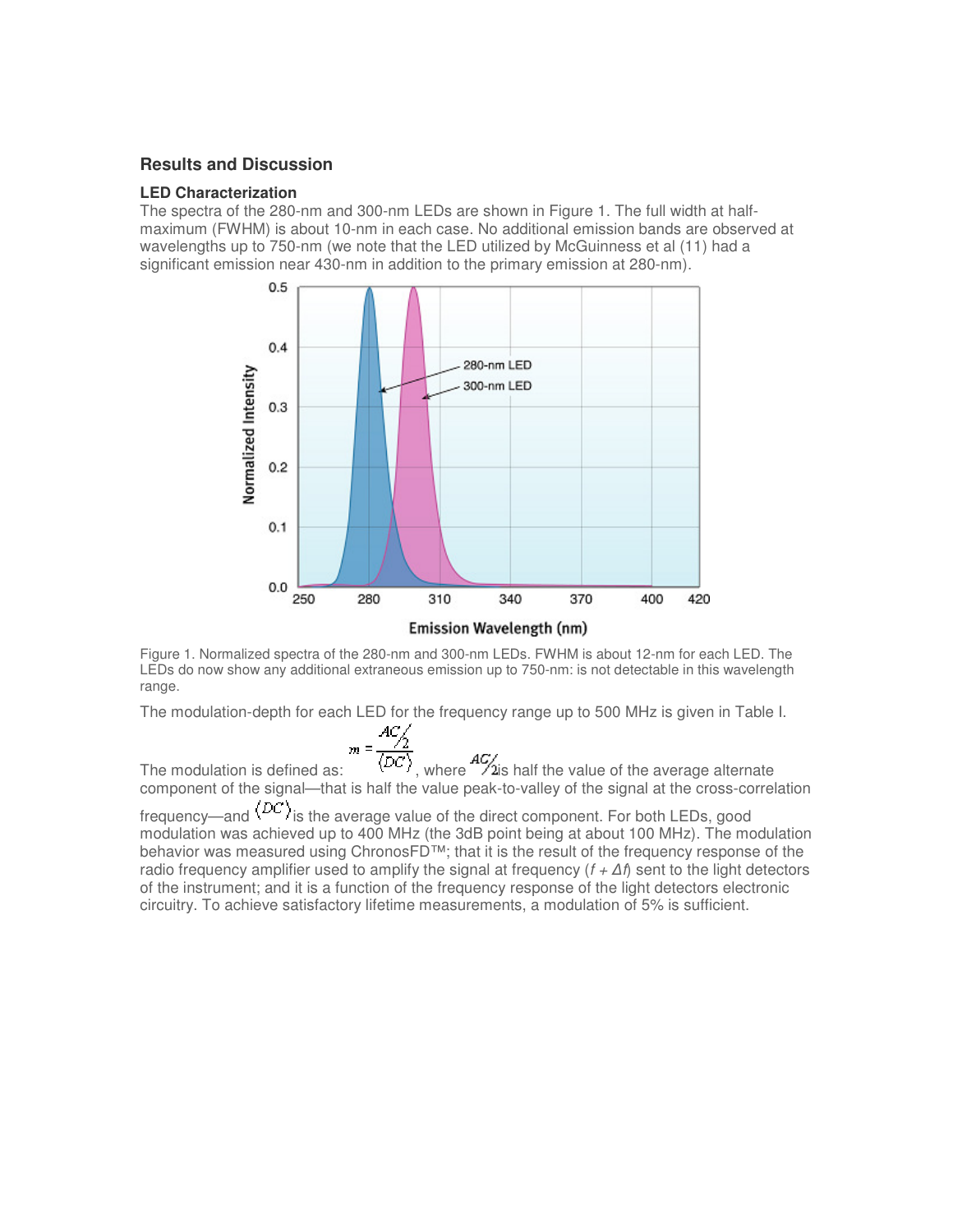## Results and Discussion

### LED Characterization

The spectra of the 280-nm and 300-nm LEDs are shown in Figure 1. The full width at half-maximum (FWHM) is about 10-nm in each case. No additional emission bands are observed at wavelengths up to 750-nm (we note that the LED utilized by McGuinness et al (11) had a significant emission near 430-nm in addition to the primary emission at 280-nm).

Figure 1. Normalized spectra of the 280-nm and 300-nm LEDs. FWHM is about 12-nm for each LED. The LEDs do now show any additional extraneous emission up to 750-nm: is not detectable in this wavelength range.

The modulation-depth for each LED for the frequency range up to 500 MHz is given in Table I.

The modulation is defined as: $m = \frac{AC/2}{\langle DC \rangle}$, where $AC/2$ is half the value of the average alternate component of the signal—that is half the value peak-to-valley of the signal at the cross-correlation frequency—and $\langle DC \rangle$ is the average value of the direct component. For both LEDs, good modulation was achieved up to 400 MHz (the 3dB point being at about 100 MHz). The modulation behavior was measured using ChronosFD™; that it is the result of the frequency response of the radio frequency amplifier used to amplify the signal at frequency ($f + \Delta f$) sent to the light detectors of the instrument; and it is a function of the frequency response of the light detectors electronic circuitry. To achieve satisfactory lifetime measurements, a modulation of 5% is sufficient.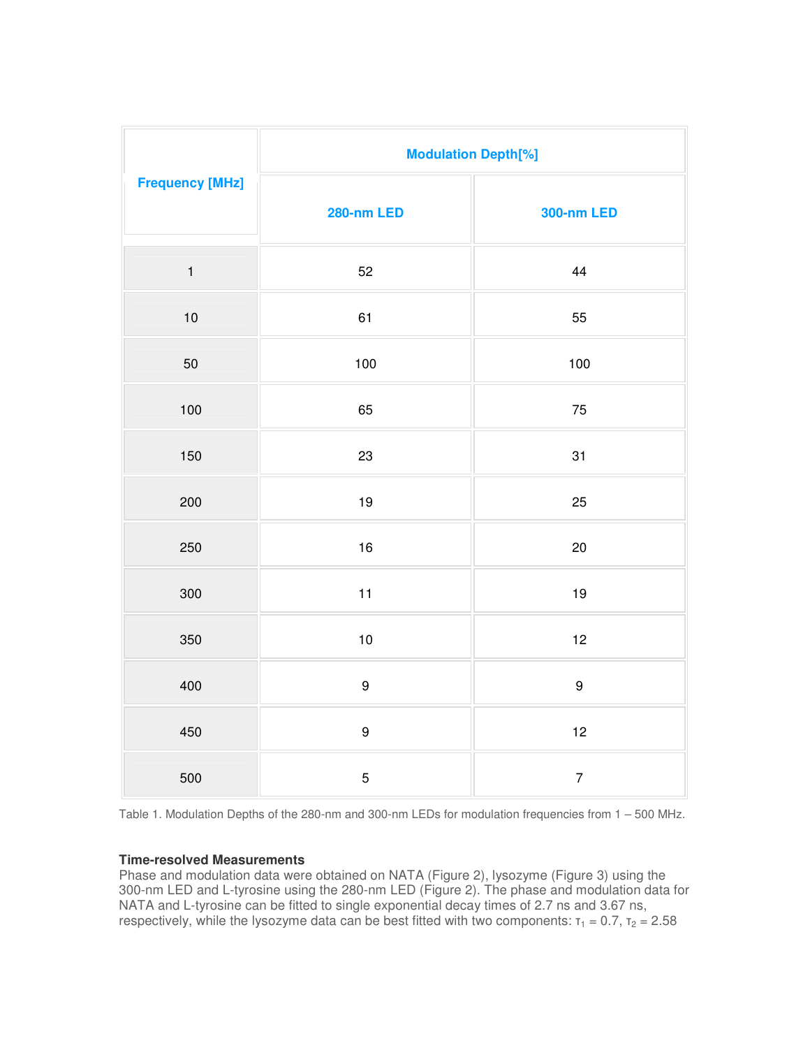| Frequency [MHz] | Modulation Depth[%] | |
|---|---|---|
| | 280-nm LED | 300-nm LED |
| 1 | 52 | 44 |
| 10 | 61 | 55 |
| 50 | 100 | 100 |
| 100 | 65 | 75 |
| 150 | 23 | 31 |
| 200 | 19 | 25 |
| 250 | 16 | 20 |
| 300 | 11 | 19 |
| 350 | 10 | 12 |
| 400 | 9 | 9 |
| 450 | 9 | 12 |
| 500 | 5 | 7 |

Table 1. Modulation Depths of the 280-nm and 300-nm LEDs for modulation frequencies from 1 – 500 MHz.

**Time-resolved Measurements**

Phase and modulation data were obtained on NATA (Figure 2), lysozyme (Figure 3) using the 300-nm LED and L-tyrosine using the 280-nm LED (Figure 2). The phase and modulation data for NATA and L-tyrosine can be fitted to single exponential decay times of 2.7 ns and 3.67 ns, respectively, while the lysozyme data can be best fitted with two components: $\tau_1 = 0.7$, $\tau_2 = 2.58$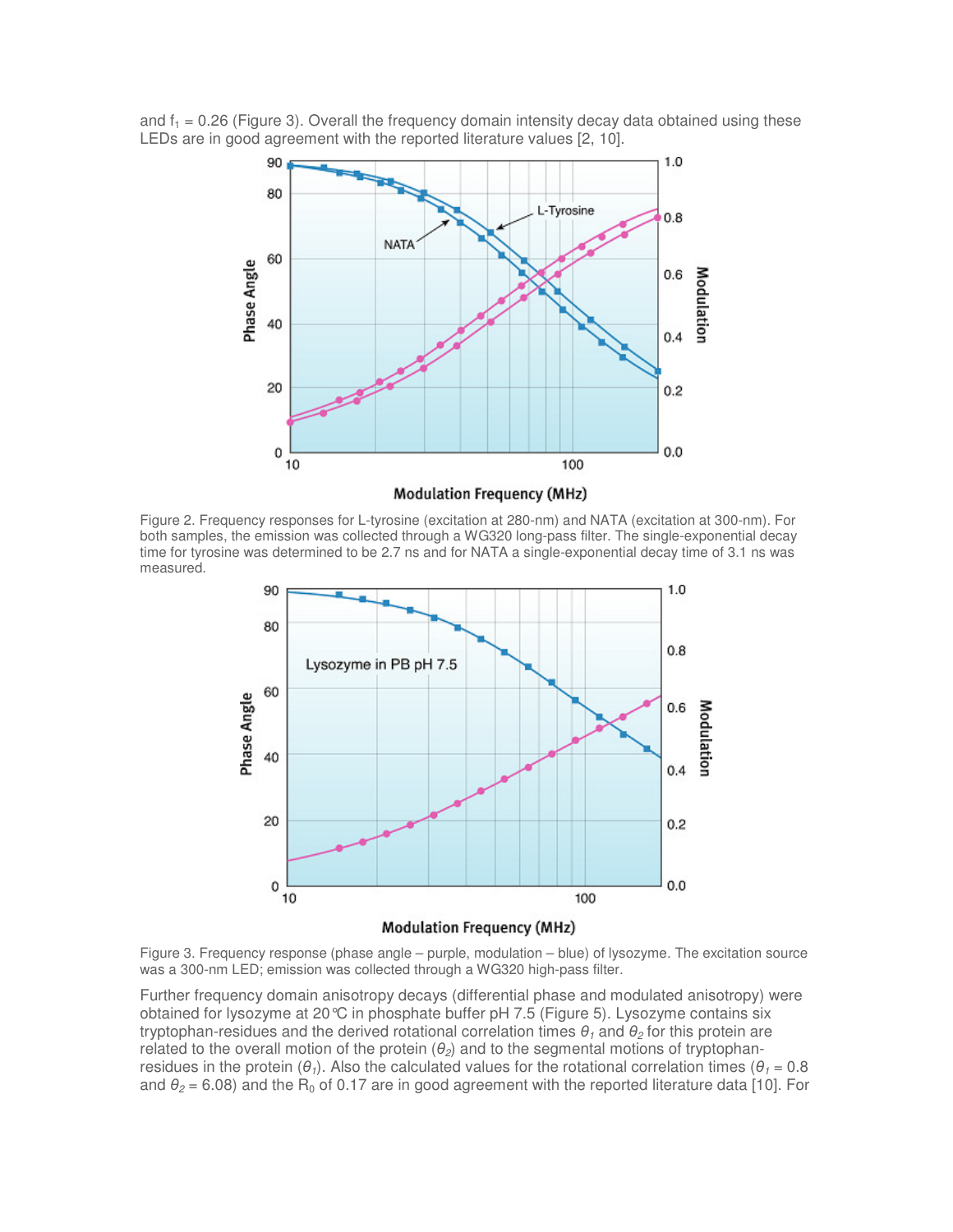and $f_1$ = 0.26 (Figure 3). Overall the frequency domain intensity decay data obtained using these LEDs are in good agreement with the reported literature values [2, 10].

Figure 2. Frequency responses for L-tyrosine (excitation at 280-nm) and NATA (excitation at 300-nm). For both samples, the emission was collected through a WG320 long-pass filter. The single-exponential decay time for tyrosine was determined to be 2.7 ns and for NATA a single-exponential decay time of 3.1 ns was measured.

Figure 3. Frequency response (phase angle – purple, modulation – blue) of lysozyme. The excitation source was a 300-nm LED; emission was collected through a WG320 high-pass filter.

Further frequency domain anisotropy decays (differential phase and modulated anisotropy) were obtained for lysozyme at 20 °C in phosphate buffer pH 7.5 (Figure 5). Lysozyme contains six tryptophan-residues and the derived rotational correlation times $\theta_1$ and $\theta_2$ for this protein are related to the overall motion of the protein ($\theta_2$) and to the segmental motions of tryptophan-residues in the protein ($\theta_1$). Also the calculated values for the rotational correlation times ($\theta_1$ = 0.8 and $\theta_2$ = 6.08) and the $R_0$ of 0.17 are in good agreement with the reported literature data [10]. For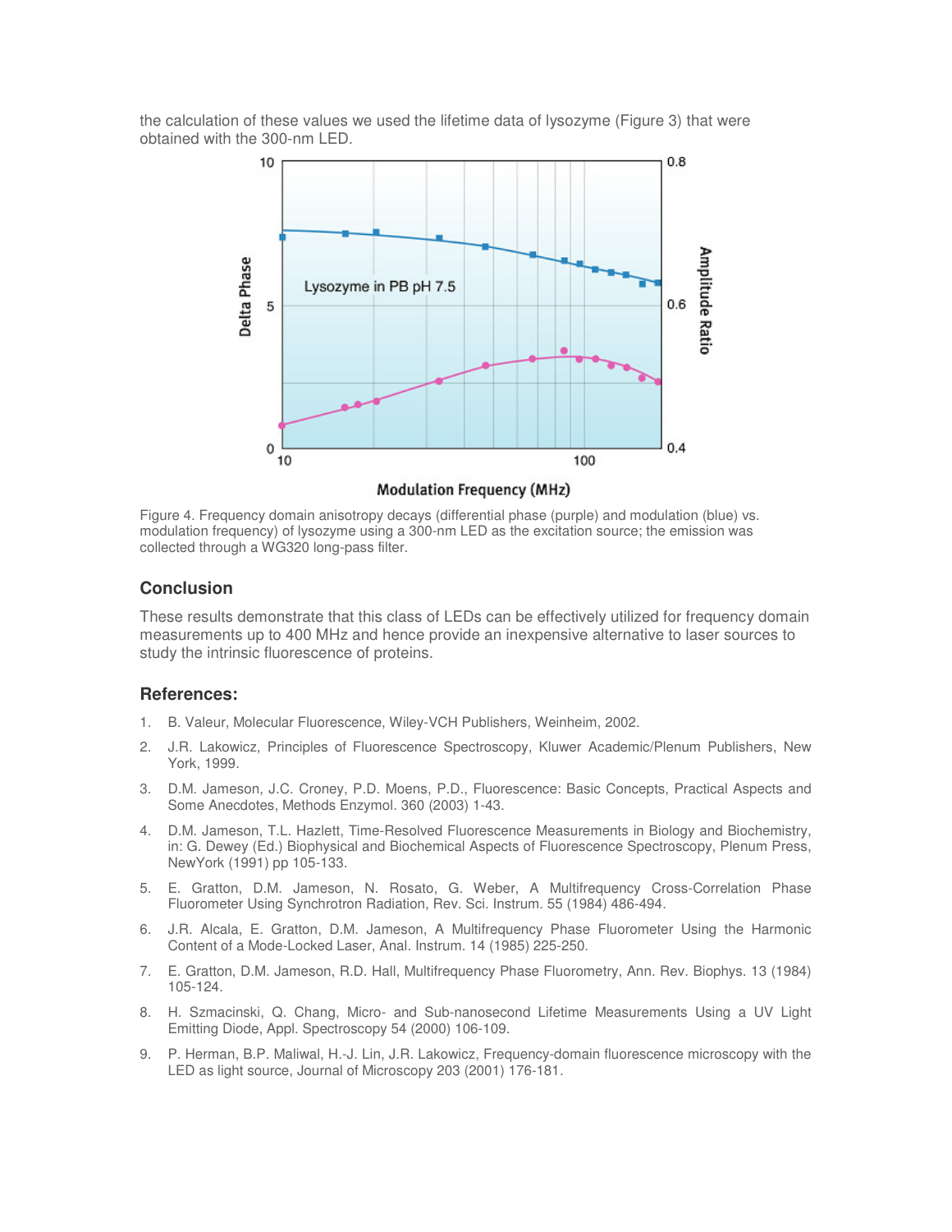the calculation of these values we used the lifetime data of lysozyme (Figure 3) that were obtained with the 300-nm LED.

Figure 4. Frequency domain anisotropy decays (differential phase (purple) and modulation (blue) vs. modulation frequency) of lysozyme using a 300-nm LED as the excitation source; the emission was collected through a WG320 long-pass filter.

## Conclusion

These results demonstrate that this class of LEDs can be effectively utilized for frequency domain measurements up to 400 MHz and hence provide an inexpensive alternative to laser sources to study the intrinsic fluorescence of proteins.

## References:

1. B. Valeur, Molecular Fluorescence, Wiley-VCH Publishers, Weinheim, 2002.
2. J.R. Lakowicz, Principles of Fluorescence Spectroscopy, Kluwer Academic/Plenum Publishers, New York, 1999.
3. D.M. Jameson, J.C. Croney, P.D. Moens, P.D., Fluorescence: Basic Concepts, Practical Aspects and Some Anecdotes, Methods Enzymol. 360 (2003) 1-43.
4. D.M. Jameson, T.L. Hazlett, Time-Resolved Fluorescence Measurements in Biology and Biochemistry, in: G. Dewey (Ed.) Biophysical and Biochemical Aspects of Fluorescence Spectroscopy, Plenum Press, NewYork (1991) pp 105-133.
5. E. Gratton, D.M. Jameson, N. Rosato, G. Weber, A Multifrequency Cross-Correlation Phase Fluorometer Using Synchrotron Radiation, Rev. Sci. Instrum. 55 (1984) 486-494.
6. J.R. Alcala, E. Gratton, D.M. Jameson, A Multifrequency Phase Fluorometer Using the Harmonic Content of a Mode-Locked Laser, Anal. Instrum. 14 (1985) 225-250.
7. E. Gratton, D.M. Jameson, R.D. Hall, Multifrequency Phase Fluorometry, Ann. Rev. Biophys. 13 (1984) 105-124.
8. H. Szmacinski, Q. Chang, Micro- and Sub-nanosecond Lifetime Measurements Using a UV Light Emitting Diode, Appl. Spectroscopy 54 (2000) 106-109.
9. P. Herman, B.P. Maliwal, H.-J. Lin, J.R. Lakowicz, Frequency-domain fluorescence microscopy with the LED as light source, Journal of Microscopy 203 (2001) 176-181.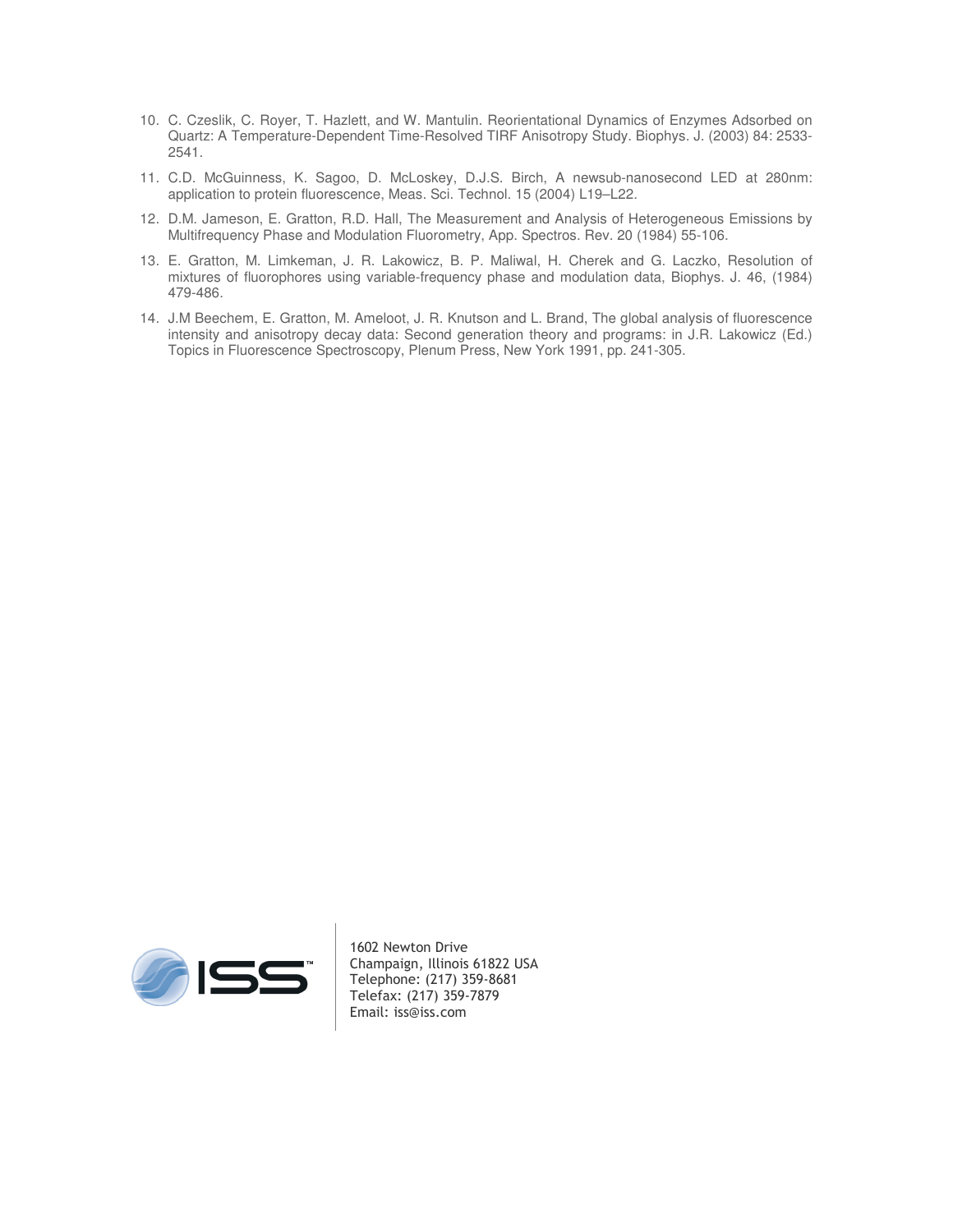10. C. Czeslik, C. Royer, T. Hazlett, and W. Mantulin. Reorientational Dynamics of Enzymes Adsorbed on Quartz: A Temperature-Dependent Time-Resolved TIRF Anisotropy Study. Biophys. J. (2003) 84: 2533-2541.
11. C.D. McGuinness, K. Sagoo, D. McLoskey, D.J.S. Birch, A newsub-nanosecond LED at 280nm: application to protein fluorescence, Meas. Sci. Technol. 15 (2004) L19–L22.
12. D.M. Jameson, E. Gratton, R.D. Hall, The Measurement and Analysis of Heterogeneous Emissions by Multifrequency Phase and Modulation Fluorometry, App. Spectros. Rev. 20 (1984) 55-106.
13. E. Gratton, M. Limkeman, J. R. Lakowicz, B. P. Maliwal, H. Cherek and G. Laczko, Resolution of mixtures of fluorophores using variable-frequency phase and modulation data, Biophys. J. 46, (1984) 479-486.
14. J.M Beechem, E. Gratton, M. Ameloot, J. R. Knutson and L. Brand, The global analysis of fluorescence intensity and anisotropy decay data: Second generation theory and programs: in J.R. Lakowicz (Ed.) Topics in Fluorescence Spectroscopy, Plenum Press, New York 1991, pp. 241-305.

ISS™

1602 Newton Drive
Champaign, Illinois 61822 USA
Telephone: (217) 359-8681
Telefax: (217) 359-7879
Email: iss@iss.com